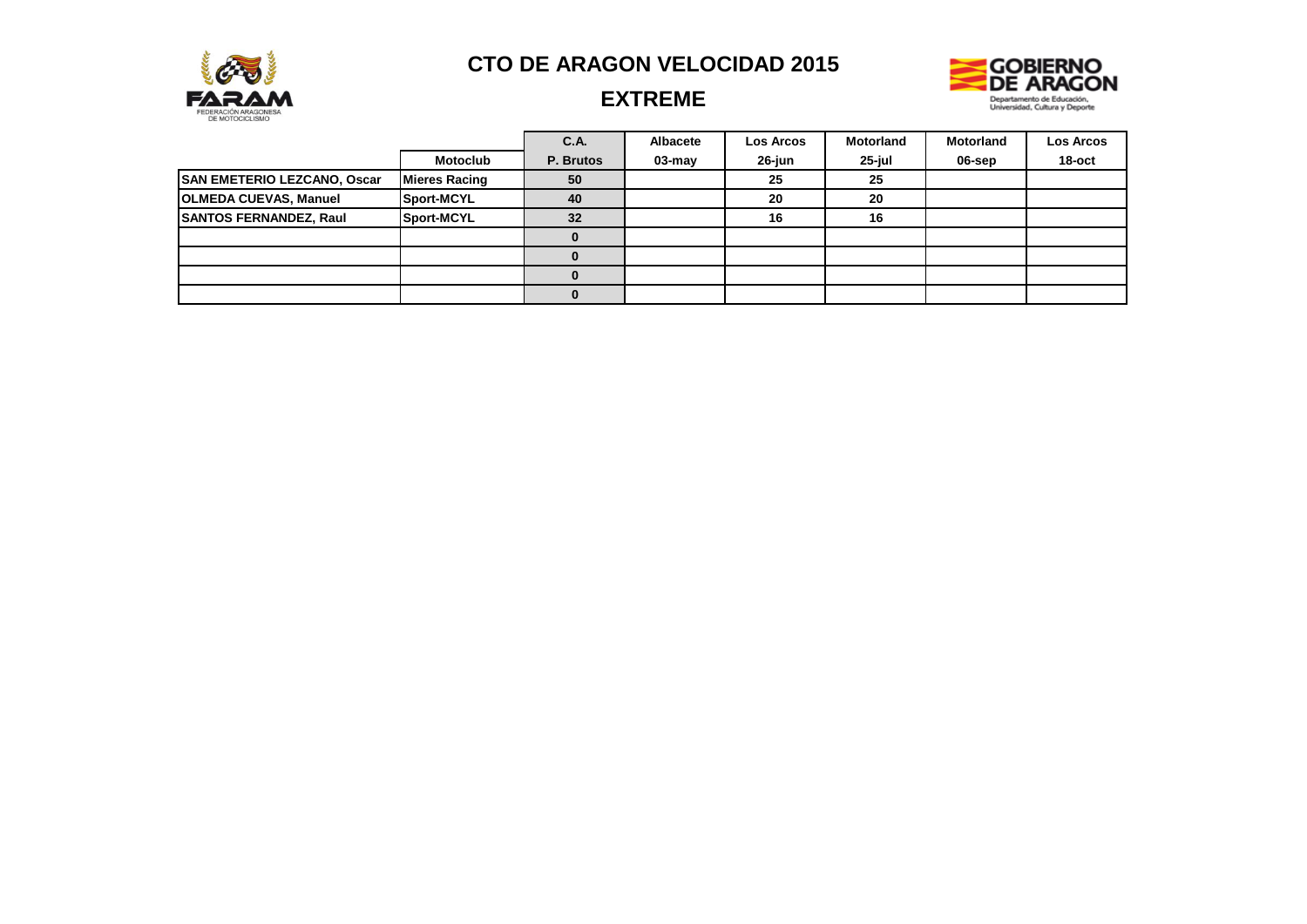# CTO DE ARAGON VELOCIDAD 2015

## EXTREME

| | | C.A. | Albacete | Los Arcos | Motorland | Motorland | Los Arcos |
|---|---|---|---|---|---|---|---|
| | Motoclub | P. Brutos | 03-may | 26-jun | 25-jul | 06-sep | 18-oct |
| SAN EMETERIO LEZCANO, Oscar | Mieres Racing | 50 | | 25 | 25 | | |
| OLMEDA CUEVAS, Manuel | Sport-MCYL | 40 | | 20 | 20 | | |
| SANTOS FERNANDEZ, Raul | Sport-MCYL | 32 | | 16 | 16 | | |
| | | 0 | | | | | |
| | | 0 | | | | | |
| | | 0 | | | | | |
| | | 0 | | | | | |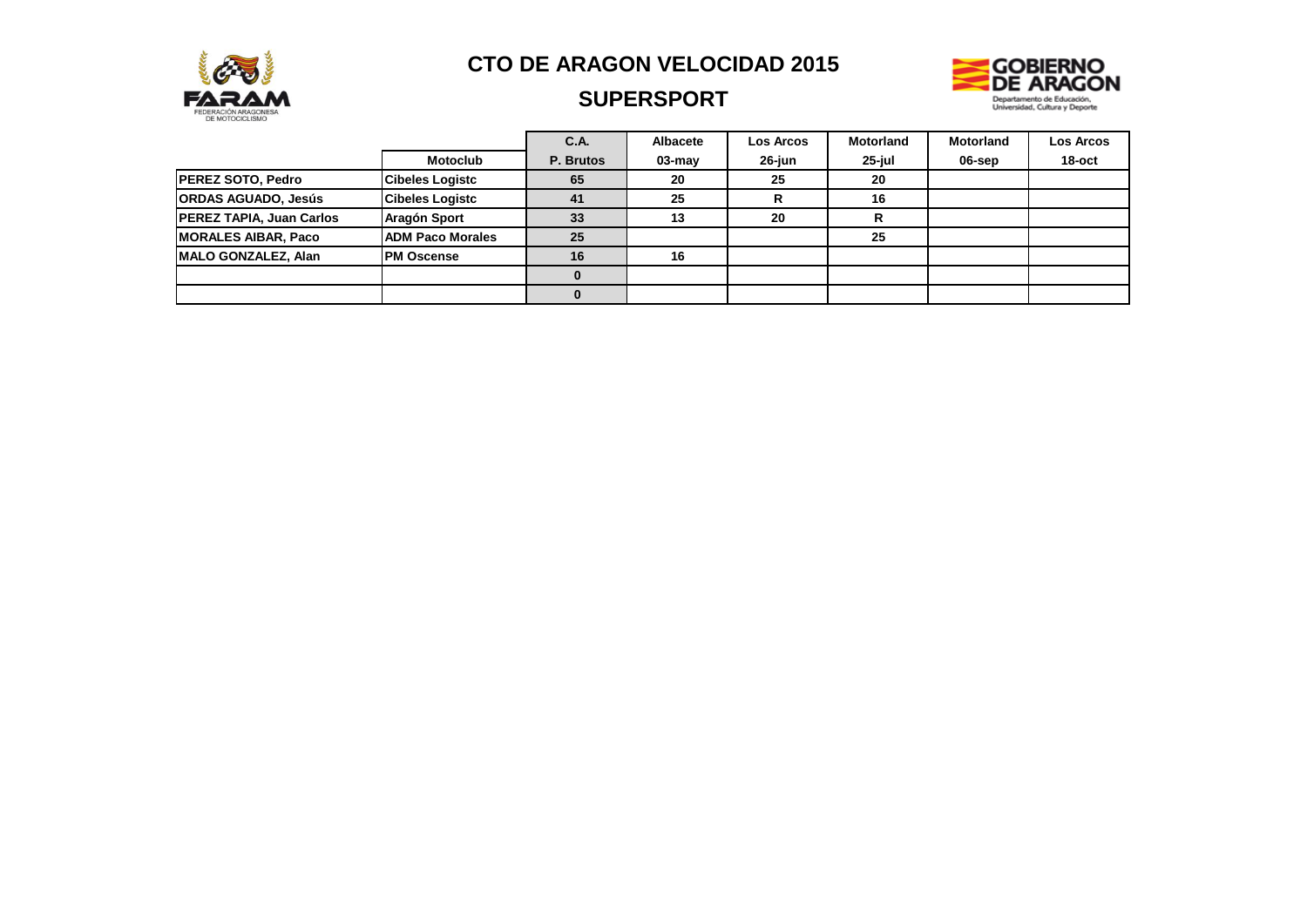# CTO DE ARAGON VELOCIDAD 2015

## SUPERSPORT

| | Motoclub | C.A. P. Brutos | Albacete 03-may | Los Arcos 26-jun | Motorland 25-jul | Motorland 06-sep | Los Arcos 18-oct |
|---|---|---|---|---|---|---|---|
| **PEREZ SOTO, Pedro** | **Cibeles Logistc** | **65** | **20** | **25** | **20** | | |
| **ORDAS AGUADO, Jesús** | **Cibeles Logistc** | **41** | **25** | **R** | **16** | | |
| **PEREZ TAPIA, Juan Carlos** | **Aragón Sport** | **33** | **13** | **20** | **R** | | |
| **MORALES AIBAR, Paco** | **ADM Paco Morales** | **25** | | | **25** | | |
| **MALO GONZALEZ, Alan** | **PM Oscense** | **16** | **16** | | | | |
| | | **0** | | | | | |
| | | **0** | | | | | |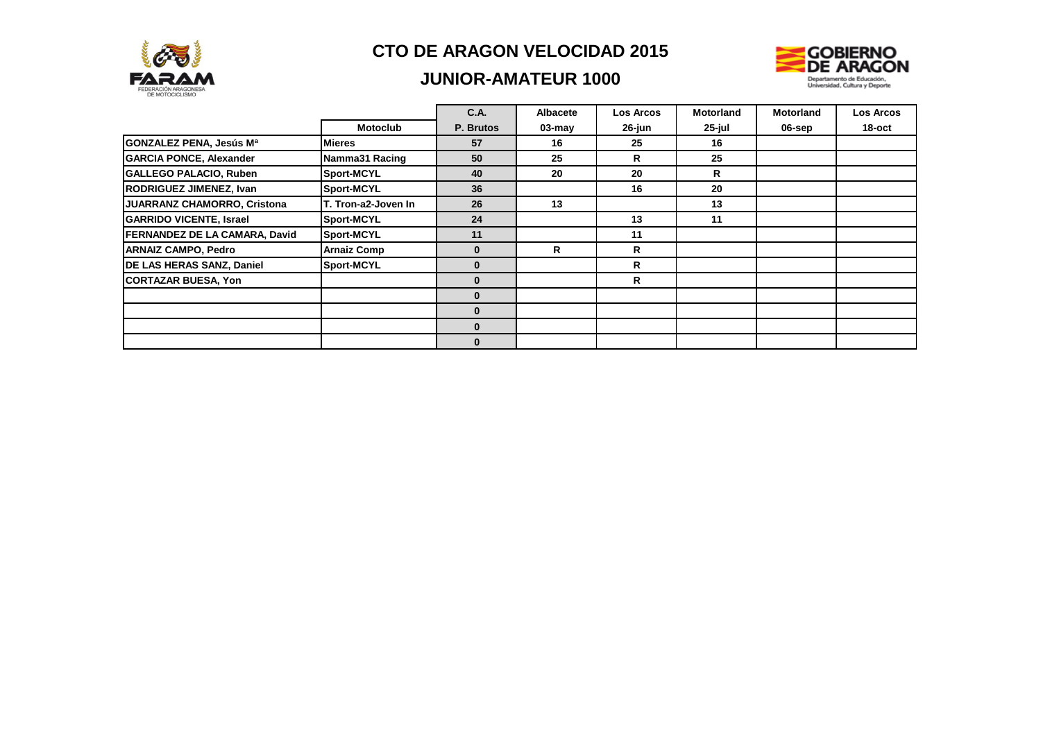# CTO DE ARAGON VELOCIDAD 2015

## JUNIOR-AMATEUR 1000

| | | C.A. | Albacete | Los Arcos | Motorland | Motorland | Los Arcos |
|---|---|---|---|---|---|---|---|
| | Motoclub | P. Brutos | 03-may | 26-jun | 25-jul | 06-sep | 18-oct |
| GONZALEZ PENA, Jesús Mª | Mieres | 57 | 16 | 25 | 16 | | |
| GARCIA PONCE, Alexander | Namma31 Racing | 50 | 25 | R | 25 | | |
| GALLEGO PALACIO, Ruben | Sport-MCYL | 40 | 20 | 20 | R | | |
| RODRIGUEZ JIMENEZ, Ivan | Sport-MCYL | 36 | | 16 | 20 | | |
| JUARRANZ CHAMORRO, Cristona | T. Tron-a2-Joven In | 26 | 13 | | 13 | | |
| GARRIDO VICENTE, Israel | Sport-MCYL | 24 | | 13 | 11 | | |
| FERNANDEZ DE LA CAMARA, David | Sport-MCYL | 11 | | 11 | | | |
| ARNAIZ CAMPO, Pedro | Arnaiz Comp | 0 | R | R | | | |
| DE LAS HERAS SANZ, Daniel | Sport-MCYL | 0 | | R | | | |
| CORTAZAR BUESA, Yon | | 0 | | R | | | |
| | | 0 | | | | | |
| | | 0 | | | | | |
| | | 0 | | | | | |
| | | 0 | | | | | |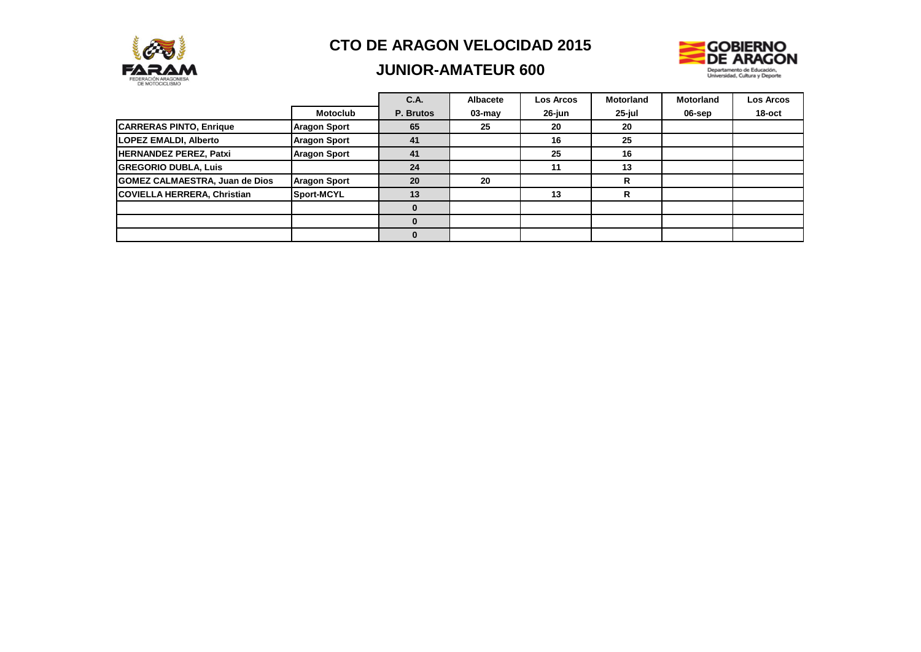# CTO DE ARAGON VELOCIDAD 2015

## JUNIOR-AMATEUR 600

| | | C.A. | Albacete | Los Arcos | Motorland | Motorland | Los Arcos |
|---|---|---|---|---|---|---|---|
| | **Motoclub** | **P. Brutos** | **03-may** | **26-jun** | **25-jul** | **06-sep** | **18-oct** |
| **CARRERAS PINTO, Enrique** | **Aragon Sport** | **65** | **25** | **20** | **20** | | |
| **LOPEZ EMALDI, Alberto** | **Aragon Sport** | **41** | | **16** | **25** | | |
| **HERNANDEZ PEREZ, Patxi** | **Aragon Sport** | **41** | | **25** | **16** | | |
| **GREGORIO DUBLA, Luis** | | **24** | | **11** | **13** | | |
| **GOMEZ CALMAESTRA, Juan de Dios** | **Aragon Sport** | **20** | **20** | | **R** | | |
| **COVIELLA HERRERA, Christian** | **Sport-MCYL** | **13** | | **13** | **R** | | |
| | | **0** | | | | | |
| | | **0** | | | | | |
| | | **0** | | | | | |